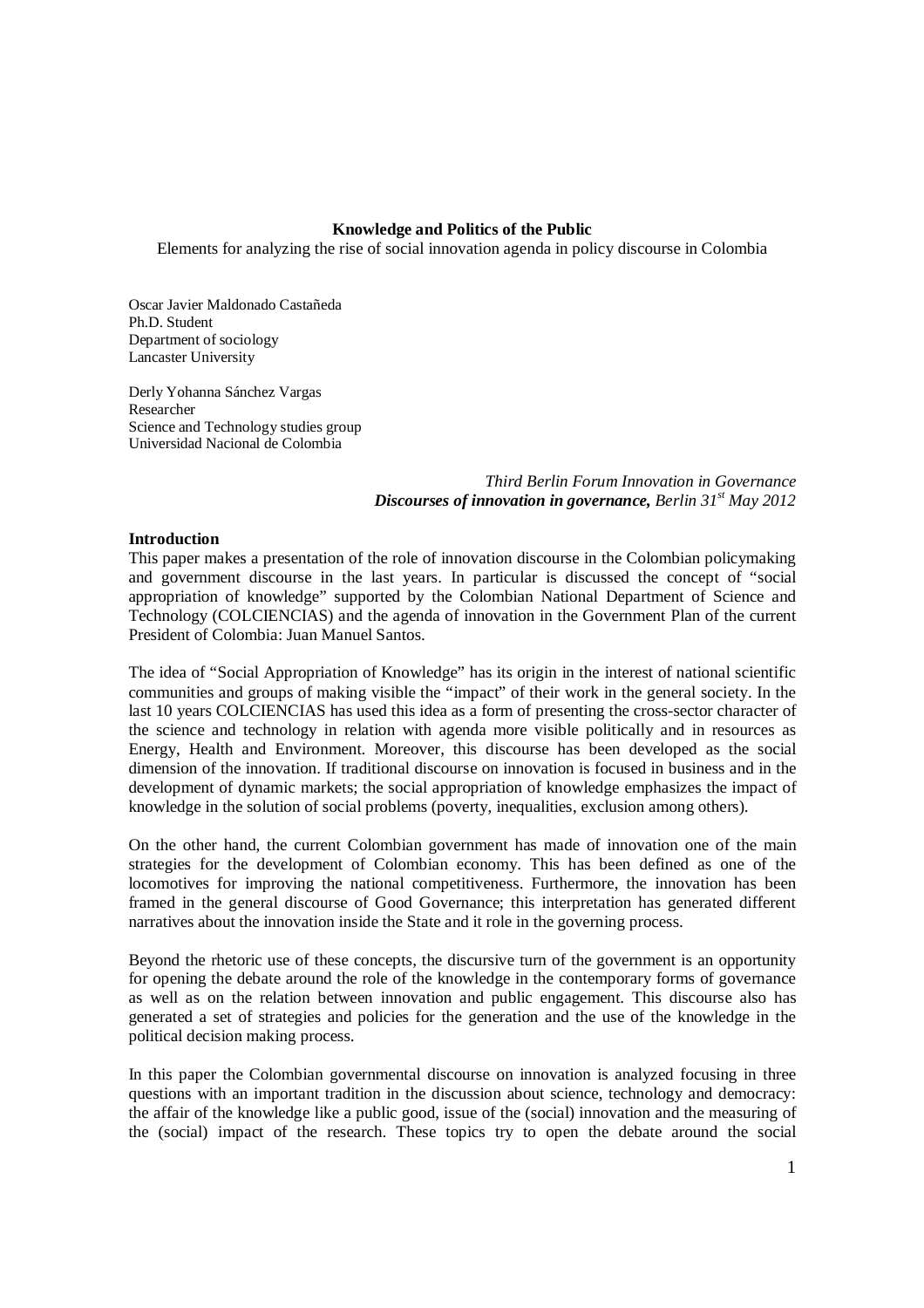**Knowledge and Politics of the Public**

Elements for analyzing the rise of social innovation agenda in policy discourse in Colombia

Oscar Javier Maldonado Castañeda
Ph.D. Student
Department of sociology
Lancaster University

Derly Yohanna Sánchez Vargas
Researcher
Science and Technology studies group
Universidad Nacional de Colombia

*Third Berlin Forum Innovation in Governance*
***Discourses of innovation in governance,*** *Berlin 31st May 2012*

## Introduction

This paper makes a presentation of the role of innovation discourse in the Colombian policymaking and government discourse in the last years. In particular is discussed the concept of "social appropriation of knowledge" supported by the Colombian National Department of Science and Technology (COLCIENCIAS) and the agenda of innovation in the Government Plan of the current President of Colombia: Juan Manuel Santos.

The idea of "Social Appropriation of Knowledge" has its origin in the interest of national scientific communities and groups of making visible the "impact" of their work in the general society. In the last 10 years COLCIENCIAS has used this idea as a form of presenting the cross-sector character of the science and technology in relation with agenda more visible politically and in resources as Energy, Health and Environment. Moreover, this discourse has been developed as the social dimension of the innovation. If traditional discourse on innovation is focused in business and in the development of dynamic markets; the social appropriation of knowledge emphasizes the impact of knowledge in the solution of social problems (poverty, inequalities, exclusion among others).

On the other hand, the current Colombian government has made of innovation one of the main strategies for the development of Colombian economy. This has been defined as one of the locomotives for improving the national competitiveness. Furthermore, the innovation has been framed in the general discourse of Good Governance; this interpretation has generated different narratives about the innovation inside the State and it role in the governing process.

Beyond the rhetoric use of these concepts, the discursive turn of the government is an opportunity for opening the debate around the role of the knowledge in the contemporary forms of governance as well as on the relation between innovation and public engagement. This discourse also has generated a set of strategies and policies for the generation and the use of the knowledge in the political decision making process.

In this paper the Colombian governmental discourse on innovation is analyzed focusing in three questions with an important tradition in the discussion about science, technology and democracy: the affair of the knowledge like a public good, issue of the (social) innovation and the measuring of the (social) impact of the research. These topics try to open the debate around the social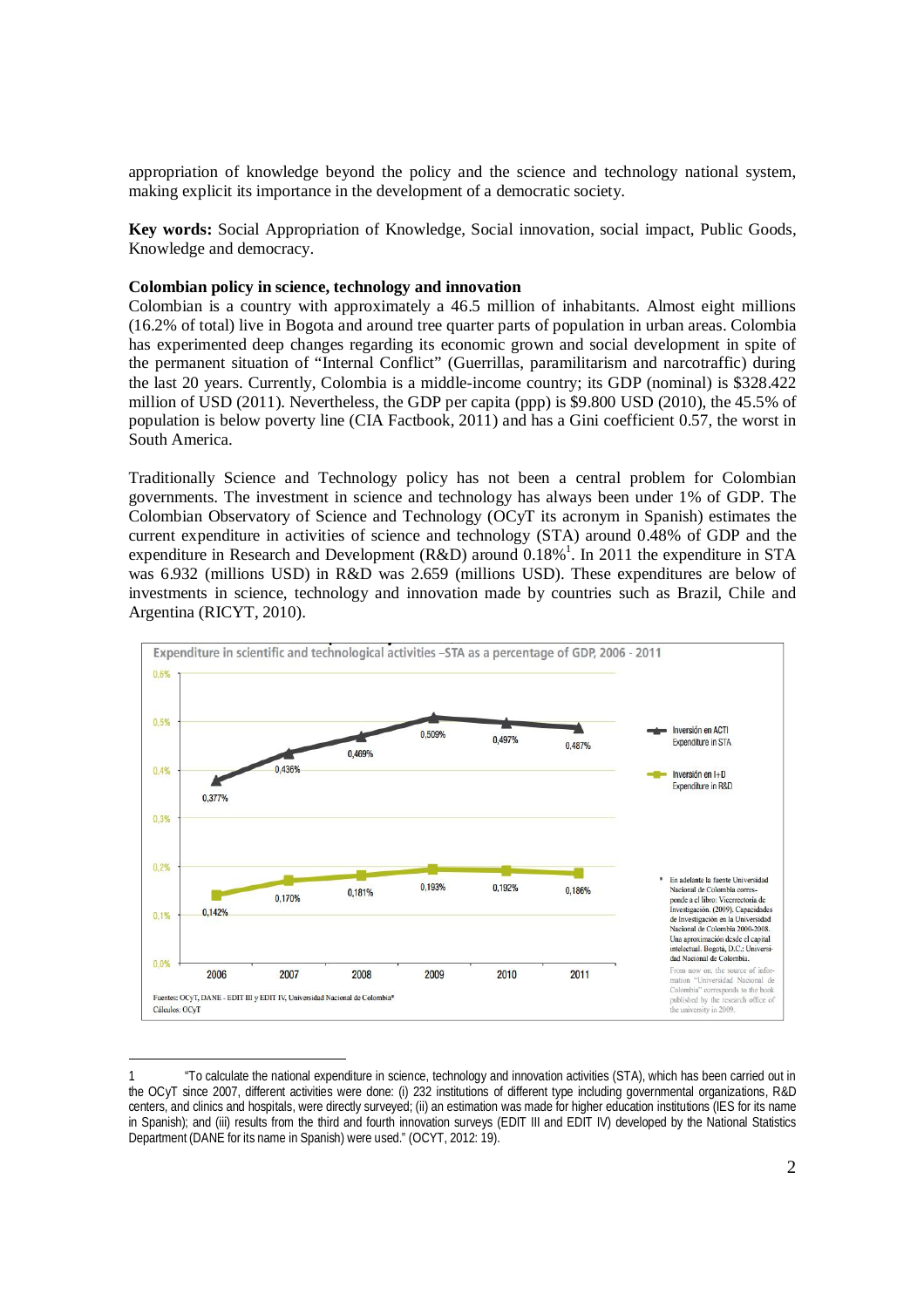appropriation of knowledge beyond the policy and the science and technology national system, making explicit its importance in the development of a democratic society.

**Key words:** Social Appropriation of Knowledge, Social innovation, social impact, Public Goods, Knowledge and democracy.

### Colombian policy in science, technology and innovation

Colombian is a country with approximately a 46.5 million of inhabitants. Almost eight millions (16.2% of total) live in Bogota and around tree quarter parts of population in urban areas. Colombia has experimented deep changes regarding its economic grown and social development in spite of the permanent situation of "Internal Conflict" (Guerrillas, paramilitarism and narcotraffic) during the last 20 years. Currently, Colombia is a middle-income country; its GDP (nominal) is $328.422 million of USD (2011). Nevertheless, the GDP per capita (ppp) is $9.800 USD (2010), the 45.5% of population is below poverty line (CIA Factbook, 2011) and has a Gini coefficient 0.57, the worst in South America.

Traditionally Science and Technology policy has not been a central problem for Colombian governments. The investment in science and technology has always been under 1% of GDP. The Colombian Observatory of Science and Technology (OCyT its acronym in Spanish) estimates the current expenditure in activities of science and technology (STA) around 0.48% of GDP and the expenditure in Research and Development (R&D) around 0.18%[1]. In 2011 the expenditure in STA was 6.932 (millions USD) in R&D was 2.659 (millions USD). These expenditures are below of investments in science, technology and innovation made by countries such as Brazil, Chile and Argentina (RICYT, 2010).

**Expenditure in scientific and technological activities –STA as a percentage of GDP, 2006 - 2011**

| | 2006 | 2007 | 2008 | 2009 | 2010 | 2011 |
|---|---|---|---|---|---|---|
| Inversión en ACTI / Expenditure in STA | 0,377% | 0,436% | 0,469% | 0,509% | 0,497% | 0,487% |
| Inversión en I+D / Expenditure in R&D | 0,142% | 0,170% | 0,181% | 0,193% | 0,192% | 0,186% |

\* En adelante la fuente Universidad Nacional de Colombia corresponde al libro: Vicerrectoría de Investigación. (2009). Capacidades de Investigación en la Universidad Nacional de Colombia 2000-2008. Una aproximación desde el capital intelectual. Bogotá, D.C.: Universidad Nacional de Colombia.

From now on, the source of information "Universidad Nacional de Colombia" corresponds to the book published by the research office of the university in 2009.

Fuentes: OCyT, DANE - EDIT III y EDIT IV, Universidad Nacional de Colombia*
Cálculos: OCyT

---

[1] "To calculate the national expenditure in science, technology and innovation activities (STA), which has been carried out in the OCyT since 2007, different activities were done: (i) 232 institutions of different type including governmental organizations, R&D centers, and clinics and hospitals, were directly surveyed; (ii) an estimation was made for higher education institutions (IES for its name in Spanish); and (iii) results from the third and fourth innovation surveys (EDIT III and EDIT IV) developed by the National Statistics Department (DANE for its name in Spanish) were used." (OCYT, 2012: 19).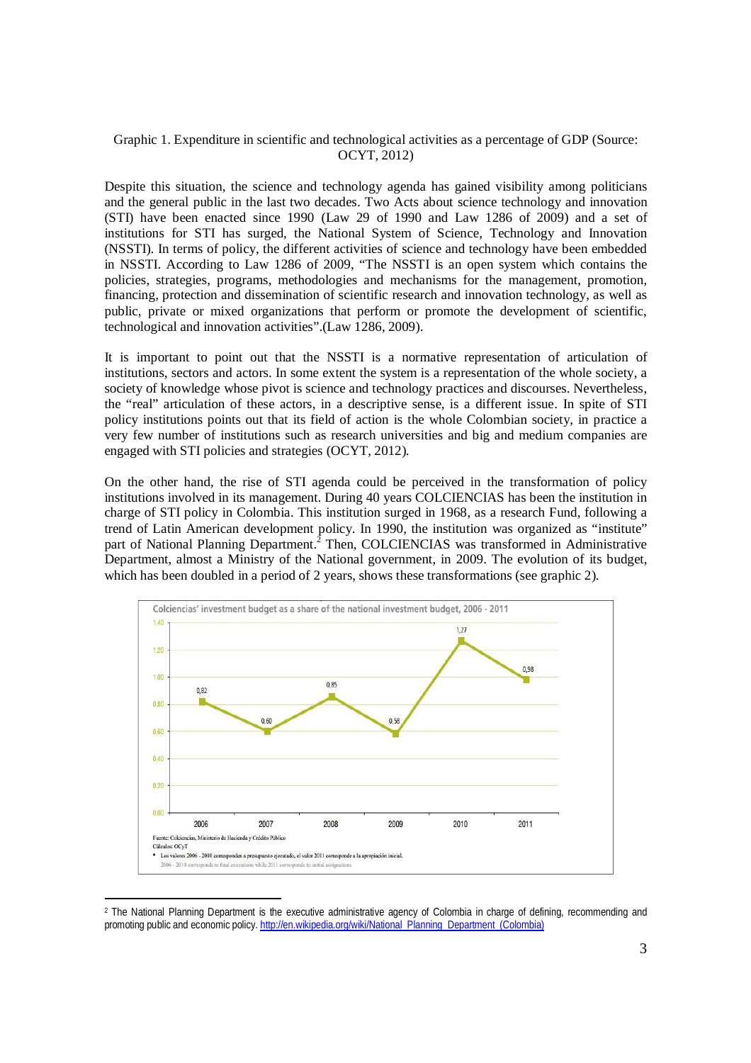Graphic 1. Expenditure in scientific and technological activities as a percentage of GDP (Source: OCYT, 2012)

Despite this situation, the science and technology agenda has gained visibility among politicians and the general public in the last two decades. Two Acts about science technology and innovation (STI) have been enacted since 1990 (Law 29 of 1990 and Law 1286 of 2009) and a set of institutions for STI has surged, the National System of Science, Technology and Innovation (NSSTI). In terms of policy, the different activities of science and technology have been embedded in NSSTI. According to Law 1286 of 2009, "The NSSTI is an open system which contains the policies, strategies, programs, methodologies and mechanisms for the management, promotion, financing, protection and dissemination of scientific research and innovation technology, as well as public, private or mixed organizations that perform or promote the development of scientific, technological and innovation activities".(Law 1286, 2009).

It is important to point out that the NSSTI is a normative representation of articulation of institutions, sectors and actors. In some extent the system is a representation of the whole society, a society of knowledge whose pivot is science and technology practices and discourses. Nevertheless, the "real" articulation of these actors, in a descriptive sense, is a different issue. In spite of STI policy institutions points out that its field of action is the whole Colombian society, in practice a very few number of institutions such as research universities and big and medium companies are engaged with STI policies and strategies (OCYT, 2012).

On the other hand, the rise of STI agenda could be perceived in the transformation of policy institutions involved in its management. During 40 years COLCIENCIAS has been the institution in charge of STI policy in Colombia. This institution surged in 1968, as a research Fund, following a trend of Latin American development policy. In 1990, the institution was organized as "institute" part of National Planning Department.[2] Then, COLCIENCIAS was transformed in Administrative Department, almost a Ministry of the National government, in 2009. The evolution of its budget, which has been doubled in a period of 2 years, shows these transformations (see graphic 2).

Colciencias' investment budget as a share of the national investment budget, 2006 - 2011

| Year | 2006 | 2007 | 2008 | 2009 | 2010 | 2011 |
|---|---|---|---|---|---|---|
| Share | 0,82 | 0,60 | 0,85 | 0,58 | 1,27 | 0,98 |

Fuente: Colciencias, Ministerio de Hacienda y Crédito Público

Cálculos: OCyT

- Los valores 2006 - 2010 corresponden a presupuesto ejecutado, el valor 2011 corresponde a la apropiación inicial.

2006 - 2010 corresponds to final executions while 2011 corresponds to initial assignations

[2] The National Planning Department is the executive administrative agency of Colombia in charge of defining, recommending and promoting public and economic policy. http://en.wikipedia.org/wiki/National_Planning_Department_(Colombia)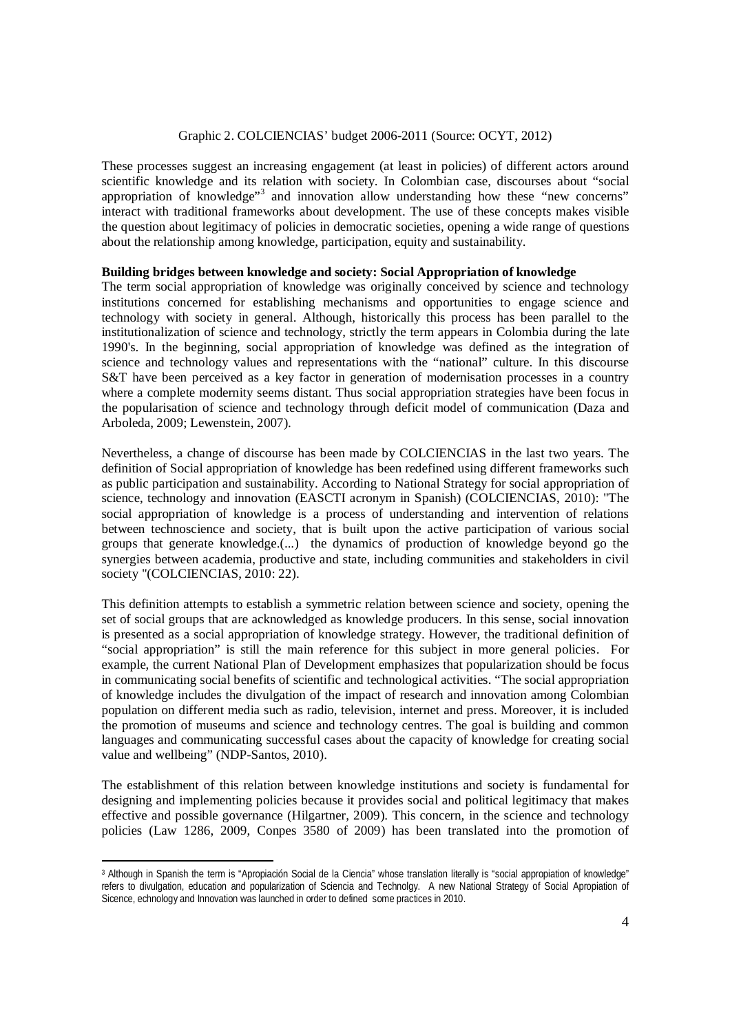Graphic 2. COLCIENCIAS' budget 2006-2011 (Source: OCYT, 2012)

These processes suggest an increasing engagement (at least in policies) of different actors around scientific knowledge and its relation with society. In Colombian case, discourses about "social appropriation of knowledge"[3] and innovation allow understanding how these "new concerns" interact with traditional frameworks about development. The use of these concepts makes visible the question about legitimacy of policies in democratic societies, opening a wide range of questions about the relationship among knowledge, participation, equity and sustainability.

**Building bridges between knowledge and society: Social Appropriation of knowledge**

The term social appropriation of knowledge was originally conceived by science and technology institutions concerned for establishing mechanisms and opportunities to engage science and technology with society in general. Although, historically this process has been parallel to the institutionalization of science and technology, strictly the term appears in Colombia during the late 1990's. In the beginning, social appropriation of knowledge was defined as the integration of science and technology values and representations with the "national" culture. In this discourse S&T have been perceived as a key factor in generation of modernisation processes in a country where a complete modernity seems distant. Thus social appropriation strategies have been focus in the popularisation of science and technology through deficit model of communication (Daza and Arboleda, 2009; Lewenstein, 2007).

Nevertheless, a change of discourse has been made by COLCIENCIAS in the last two years. The definition of Social appropriation of knowledge has been redefined using different frameworks such as public participation and sustainability. According to National Strategy for social appropriation of science, technology and innovation (EASCTI acronym in Spanish) (COLCIENCIAS, 2010): "The social appropriation of knowledge is a process of understanding and intervention of relations between technoscience and society, that is built upon the active participation of various social groups that generate knowledge.(...) the dynamics of production of knowledge beyond go the synergies between academia, productive and state, including communities and stakeholders in civil society "(COLCIENCIAS, 2010: 22).

This definition attempts to establish a symmetric relation between science and society, opening the set of social groups that are acknowledged as knowledge producers. In this sense, social innovation is presented as a social appropriation of knowledge strategy. However, the traditional definition of "social appropriation" is still the main reference for this subject in more general policies. For example, the current National Plan of Development emphasizes that popularization should be focus in communicating social benefits of scientific and technological activities. "The social appropriation of knowledge includes the divulgation of the impact of research and innovation among Colombian population on different media such as radio, television, internet and press. Moreover, it is included the promotion of museums and science and technology centres. The goal is building and common languages and communicating successful cases about the capacity of knowledge for creating social value and wellbeing" (NDP-Santos, 2010).

The establishment of this relation between knowledge institutions and society is fundamental for designing and implementing policies because it provides social and political legitimacy that makes effective and possible governance (Hilgartner, 2009). This concern, in the science and technology policies (Law 1286, 2009, Conpes 3580 of 2009) has been translated into the promotion of

---

[3] Although in Spanish the term is "Apropiación Social de la Ciencia" whose translation literally is "social appropiation of knowledge" refers to divulgation, education and popularization of Sciencia and Technolgy. A new National Strategy of Social Apropiation of Sicence, echnology and Innovation was launched in order to defined some practices in 2010.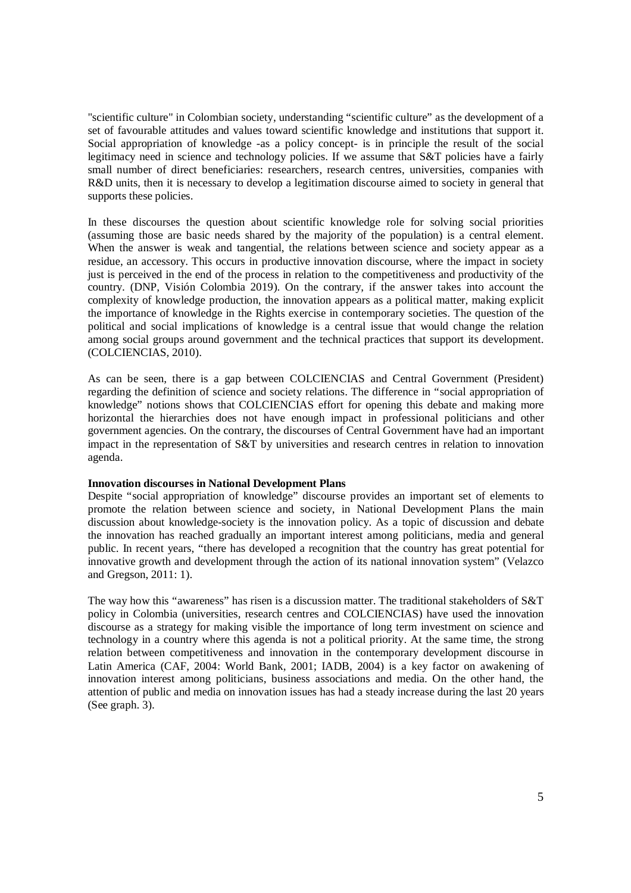"scientific culture" in Colombian society, understanding "scientific culture" as the development of a set of favourable attitudes and values toward scientific knowledge and institutions that support it. Social appropriation of knowledge -as a policy concept- is in principle the result of the social legitimacy need in science and technology policies. If we assume that S&T policies have a fairly small number of direct beneficiaries: researchers, research centres, universities, companies with R&D units, then it is necessary to develop a legitimation discourse aimed to society in general that supports these policies.

In these discourses the question about scientific knowledge role for solving social priorities (assuming those are basic needs shared by the majority of the population) is a central element. When the answer is weak and tangential, the relations between science and society appear as a residue, an accessory. This occurs in productive innovation discourse, where the impact in society just is perceived in the end of the process in relation to the competitiveness and productivity of the country. (DNP, Visión Colombia 2019). On the contrary, if the answer takes into account the complexity of knowledge production, the innovation appears as a political matter, making explicit the importance of knowledge in the Rights exercise in contemporary societies. The question of the political and social implications of knowledge is a central issue that would change the relation among social groups around government and the technical practices that support its development. (COLCIENCIAS, 2010).

As can be seen, there is a gap between COLCIENCIAS and Central Government (President) regarding the definition of science and society relations. The difference in "social appropriation of knowledge" notions shows that COLCIENCIAS effort for opening this debate and making more horizontal the hierarchies does not have enough impact in professional politicians and other government agencies. On the contrary, the discourses of Central Government have had an important impact in the representation of S&T by universities and research centres in relation to innovation agenda.

**Innovation discourses in National Development Plans**

Despite "social appropriation of knowledge" discourse provides an important set of elements to promote the relation between science and society, in National Development Plans the main discussion about knowledge-society is the innovation policy. As a topic of discussion and debate the innovation has reached gradually an important interest among politicians, media and general public. In recent years, "there has developed a recognition that the country has great potential for innovative growth and development through the action of its national innovation system" (Velazco and Gregson, 2011: 1).

The way how this "awareness" has risen is a discussion matter. The traditional stakeholders of S&T policy in Colombia (universities, research centres and COLCIENCIAS) have used the innovation discourse as a strategy for making visible the importance of long term investment on science and technology in a country where this agenda is not a political priority. At the same time, the strong relation between competitiveness and innovation in the contemporary development discourse in Latin America (CAF, 2004: World Bank, 2001; IADB, 2004) is a key factor on awakening of innovation interest among politicians, business associations and media. On the other hand, the attention of public and media on innovation issues has had a steady increase during the last 20 years (See graph. 3).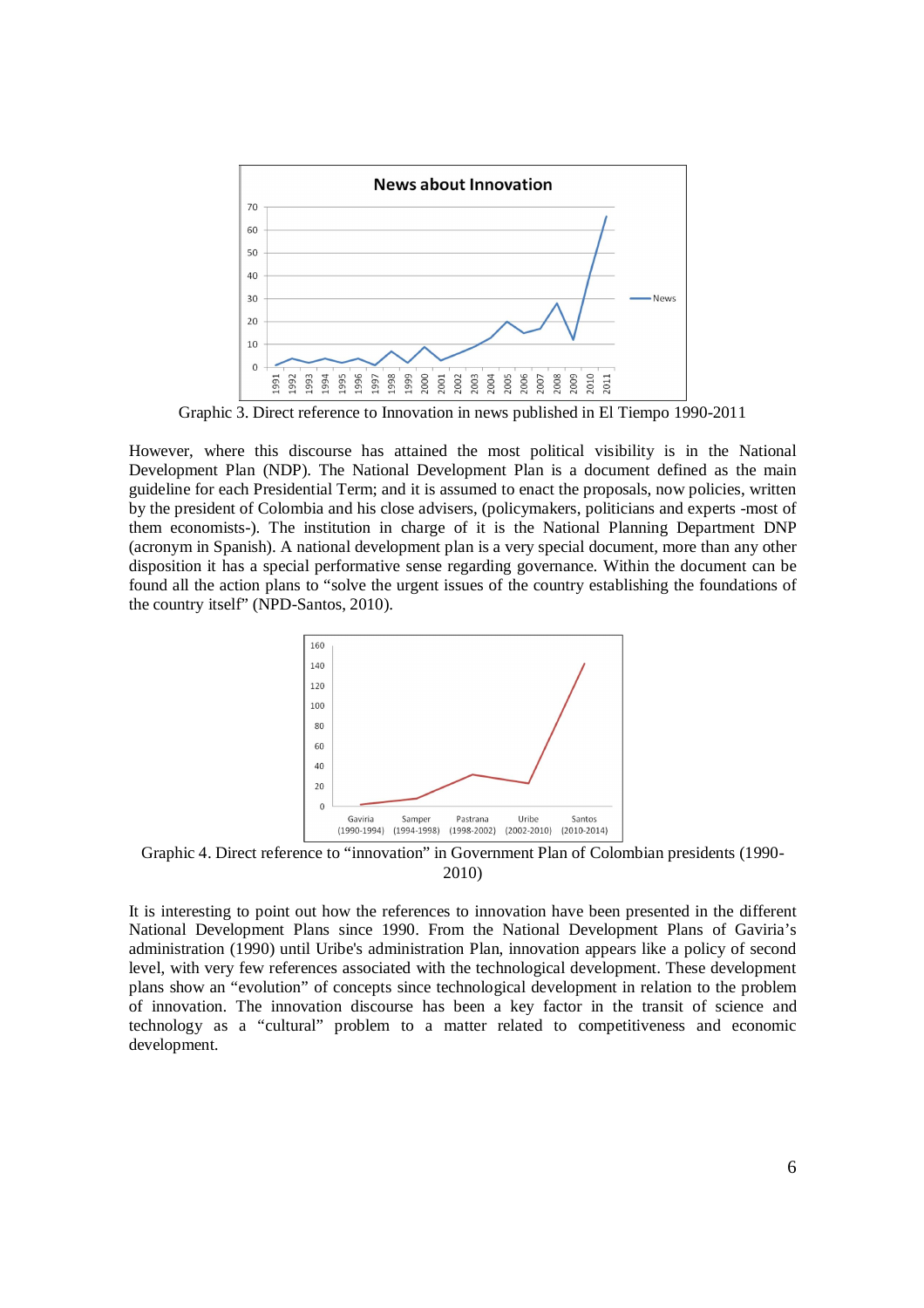Graphic 3. Direct reference to Innovation in news published in El Tiempo 1990-2011

However, where this discourse has attained the most political visibility is in the National Development Plan (NDP). The National Development Plan is a document defined as the main guideline for each Presidential Term; and it is assumed to enact the proposals, now policies, written by the president of Colombia and his close advisers, (policymakers, politicians and experts -most of them economists-). The institution in charge of it is the National Planning Department DNP (acronym in Spanish). A national development plan is a very special document, more than any other disposition it has a special performative sense regarding governance. Within the document can be found all the action plans to "solve the urgent issues of the country establishing the foundations of the country itself" (NPD-Santos, 2010).

Graphic 4. Direct reference to "innovation" in Government Plan of Colombian presidents (1990-2010)

It is interesting to point out how the references to innovation have been presented in the different National Development Plans since 1990. From the National Development Plans of Gaviria's administration (1990) until Uribe's administration Plan, innovation appears like a policy of second level, with very few references associated with the technological development. These development plans show an "evolution" of concepts since technological development in relation to the problem of innovation. The innovation discourse has been a key factor in the transit of science and technology as a "cultural" problem to a matter related to competitiveness and economic development.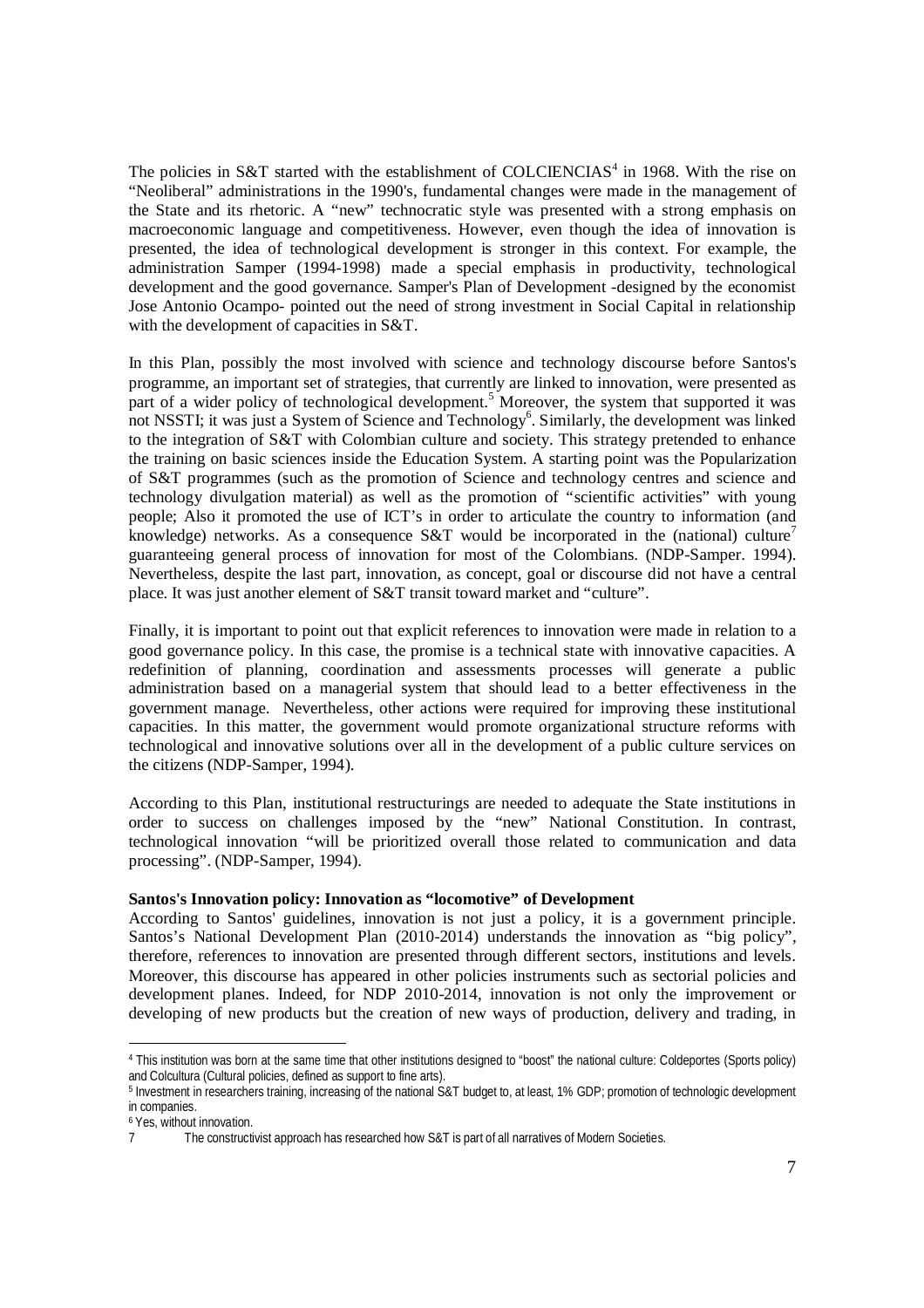The policies in S&T started with the establishment of COLCIENCIAS[4] in 1968. With the rise on "Neoliberal" administrations in the 1990's, fundamental changes were made in the management of the State and its rhetoric. A "new" technocratic style was presented with a strong emphasis on macroeconomic language and competitiveness. However, even though the idea of innovation is presented, the idea of technological development is stronger in this context. For example, the administration Samper (1994-1998) made a special emphasis in productivity, technological development and the good governance. Samper's Plan of Development -designed by the economist Jose Antonio Ocampo- pointed out the need of strong investment in Social Capital in relationship with the development of capacities in S&T.

In this Plan, possibly the most involved with science and technology discourse before Santos's programme, an important set of strategies, that currently are linked to innovation, were presented as part of a wider policy of technological development.[5] Moreover, the system that supported it was not NSSTI; it was just a System of Science and Technology[6]. Similarly, the development was linked to the integration of S&T with Colombian culture and society. This strategy pretended to enhance the training on basic sciences inside the Education System. A starting point was the Popularization of S&T programmes (such as the promotion of Science and technology centres and science and technology divulgation material) as well as the promotion of "scientific activities" with young people; Also it promoted the use of ICT's in order to articulate the country to information (and knowledge) networks. As a consequence S&T would be incorporated in the (national) culture[7] guaranteeing general process of innovation for most of the Colombians. (NDP-Samper. 1994). Nevertheless, despite the last part, innovation, as concept, goal or discourse did not have a central place. It was just another element of S&T transit toward market and "culture".

Finally, it is important to point out that explicit references to innovation were made in relation to a good governance policy. In this case, the promise is a technical state with innovative capacities. A redefinition of planning, coordination and assessments processes will generate a public administration based on a managerial system that should lead to a better effectiveness in the government manage. Nevertheless, other actions were required for improving these institutional capacities. In this matter, the government would promote organizational structure reforms with technological and innovative solutions over all in the development of a public culture services on the citizens (NDP-Samper, 1994).

According to this Plan, institutional restructurings are needed to adequate the State institutions in order to success on challenges imposed by the "new" National Constitution. In contrast, technological innovation "will be prioritized overall those related to communication and data processing". (NDP-Samper, 1994).

**Santos's Innovation policy: Innovation as "locomotive" of Development**

According to Santos' guidelines, innovation is not just a policy, it is a government principle. Santos's National Development Plan (2010-2014) understands the innovation as "big policy", therefore, references to innovation are presented through different sectors, institutions and levels. Moreover, this discourse has appeared in other policies instruments such as sectorial policies and development planes. Indeed, for NDP 2010-2014, innovation is not only the improvement or developing of new products but the creation of new ways of production, delivery and trading, in

---

[4] This institution was born at the same time that other institutions designed to "boost" the national culture: Coldeportes (Sports policy) and Colcultura (Cultural policies, defined as support to fine arts).

[5] Investment in researchers training, increasing of the national S&T budget to, at least, 1% GDP; promotion of technologic development in companies.

[6] Yes, without innovation.

[7] The constructivist approach has researched how S&T is part of all narratives of Modern Societies.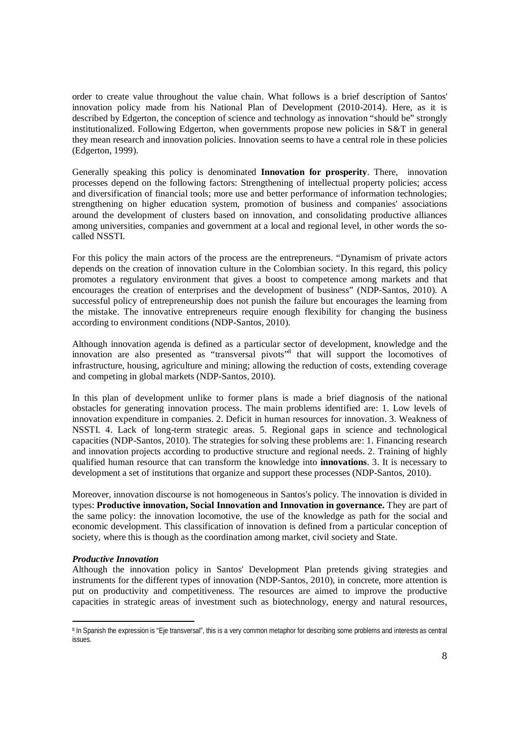order to create value throughout the value chain. What follows is a brief description of Santos' innovation policy made from his National Plan of Development (2010-2014). Here, as it is described by Edgerton, the conception of science and technology as innovation "should be" strongly institutionalized. Following Edgerton, when governments propose new policies in S&T in general they mean research and innovation policies. Innovation seems to have a central role in these policies (Edgerton, 1999).

Generally speaking this policy is denominated **Innovation for prosperity**. There, innovation processes depend on the following factors: Strengthening of intellectual property policies; access and diversification of financial tools; more use and better performance of information technologies; strengthening on higher education system, promotion of business and companies' associations around the development of clusters based on innovation, and consolidating productive alliances among universities, companies and government at a local and regional level, in other words the so-called NSSTI.

For this policy the main actors of the process are the entrepreneurs. "Dynamism of private actors depends on the creation of innovation culture in the Colombian society. In this regard, this policy promotes a regulatory environment that gives a boost to competence among markets and that encourages the creation of enterprises and the development of business" (NDP-Santos, 2010). A successful policy of entrepreneurship does not punish the failure but encourages the learning from the mistake. The innovative entrepreneurs require enough flexibility for changing the business according to environment conditions (NDP-Santos, 2010).

Although innovation agenda is defined as a particular sector of development, knowledge and the innovation are also presented as "transversal pivots"[8] that will support the locomotives of infrastructure, housing, agriculture and mining; allowing the reduction of costs, extending coverage and competing in global markets (NDP-Santos, 2010).

In this plan of development unlike to former plans is made a brief diagnosis of the national obstacles for generating innovation process. The main problems identified are: 1. Low levels of innovation expenditure in companies. 2. Deficit in human resources for innovation. 3. Weakness of NSSTI. 4. Lack of long-term strategic areas. 5. Regional gaps in science and technological capacities (NDP-Santos, 2010). The strategies for solving these problems are: 1. Financing research and innovation projects according to productive structure and regional needs. 2. Training of highly qualified human resource that can transform the knowledge into **innovations**. 3. It is necessary to development a set of institutions that organize and support these processes (NDP-Santos, 2010).

Moreover, innovation discourse is not homogeneous in Santos's policy. The innovation is divided in types: **Productive innovation, Social Innovation and Innovation in governance.** They are part of the same policy: the innovation locomotive, the use of the knowledge as path for the social and economic development. This classification of innovation is defined from a particular conception of society, where this is though as the coordination among market, civil society and State.

***Productive Innovation***

Although the innovation policy in Santos' Development Plan pretends giving strategies and instruments for the different types of innovation (NDP-Santos, 2010), in concrete, more attention is put on productivity and competitiveness. The resources are aimed to improve the productive capacities in strategic areas of investment such as biotechnology, energy and natural resources,

[8] In Spanish the expression is "Eje transversal", this is a very common metaphor for describing some problems and interests as central issues.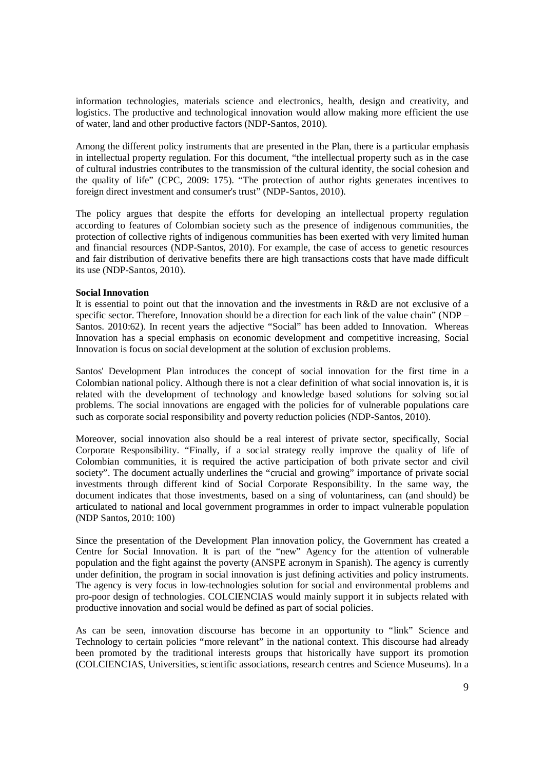information technologies, materials science and electronics, health, design and creativity, and logistics. The productive and technological innovation would allow making more efficient the use of water, land and other productive factors (NDP-Santos, 2010).

Among the different policy instruments that are presented in the Plan, there is a particular emphasis in intellectual property regulation. For this document, "the intellectual property such as in the case of cultural industries contributes to the transmission of the cultural identity, the social cohesion and the quality of life" (CPC, 2009: 175). "The protection of author rights generates incentives to foreign direct investment and consumer's trust" (NDP-Santos, 2010).

The policy argues that despite the efforts for developing an intellectual property regulation according to features of Colombian society such as the presence of indigenous communities, the protection of collective rights of indigenous communities has been exerted with very limited human and financial resources (NDP-Santos, 2010). For example, the case of access to genetic resources and fair distribution of derivative benefits there are high transactions costs that have made difficult its use (NDP-Santos, 2010).

**Social Innovation**

It is essential to point out that the innovation and the investments in R&D are not exclusive of a specific sector. Therefore, Innovation should be a direction for each link of the value chain" (NDP – Santos. 2010:62). In recent years the adjective "Social" has been added to Innovation. Whereas Innovation has a special emphasis on economic development and competitive increasing, Social Innovation is focus on social development at the solution of exclusion problems.

Santos' Development Plan introduces the concept of social innovation for the first time in a Colombian national policy. Although there is not a clear definition of what social innovation is, it is related with the development of technology and knowledge based solutions for solving social problems. The social innovations are engaged with the policies for of vulnerable populations care such as corporate social responsibility and poverty reduction policies (NDP-Santos, 2010).

Moreover, social innovation also should be a real interest of private sector, specifically, Social Corporate Responsibility. "Finally, if a social strategy really improve the quality of life of Colombian communities, it is required the active participation of both private sector and civil society". The document actually underlines the "crucial and growing" importance of private social investments through different kind of Social Corporate Responsibility. In the same way, the document indicates that those investments, based on a sing of voluntariness, can (and should) be articulated to national and local government programmes in order to impact vulnerable population (NDP Santos, 2010: 100)

Since the presentation of the Development Plan innovation policy, the Government has created a Centre for Social Innovation. It is part of the "new" Agency for the attention of vulnerable population and the fight against the poverty (ANSPE acronym in Spanish). The agency is currently under definition, the program in social innovation is just defining activities and policy instruments. The agency is very focus in low-technologies solution for social and environmental problems and pro-poor design of technologies. COLCIENCIAS would mainly support it in subjects related with productive innovation and social would be defined as part of social policies.

As can be seen, innovation discourse has become in an opportunity to "link" Science and Technology to certain policies "more relevant" in the national context. This discourse had already been promoted by the traditional interests groups that historically have support its promotion (COLCIENCIAS, Universities, scientific associations, research centres and Science Museums). In a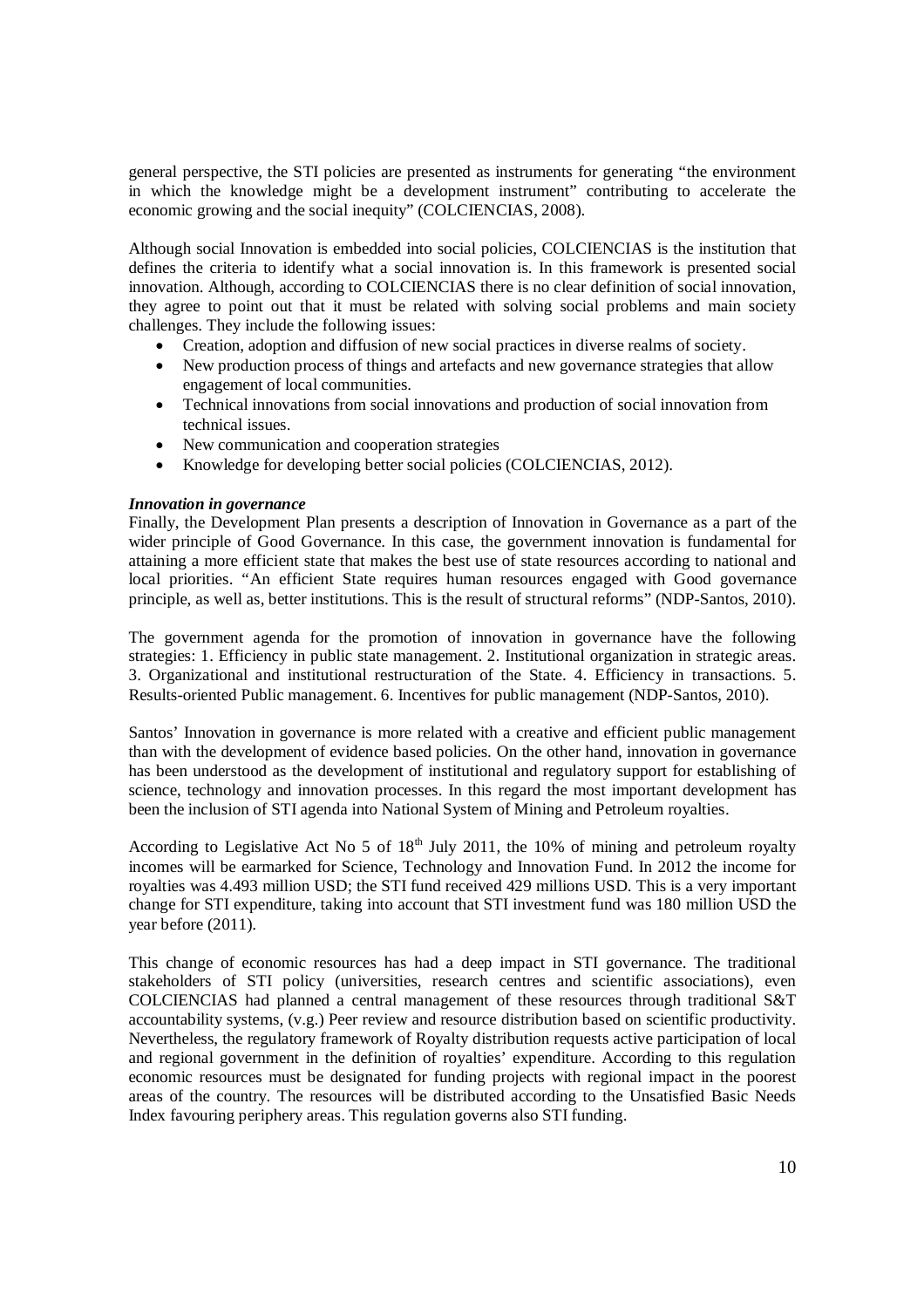general perspective, the STI policies are presented as instruments for generating "the environment in which the knowledge might be a development instrument" contributing to accelerate the economic growing and the social inequity" (COLCIENCIAS, 2008).

Although social Innovation is embedded into social policies, COLCIENCIAS is the institution that defines the criteria to identify what a social innovation is. In this framework is presented social innovation. Although, according to COLCIENCIAS there is no clear definition of social innovation, they agree to point out that it must be related with solving social problems and main society challenges. They include the following issues:

- Creation, adoption and diffusion of new social practices in diverse realms of society.
- New production process of things and artefacts and new governance strategies that allow engagement of local communities.
- Technical innovations from social innovations and production of social innovation from technical issues.
- New communication and cooperation strategies
- Knowledge for developing better social policies (COLCIENCIAS, 2012).

***Innovation in governance***

Finally, the Development Plan presents a description of Innovation in Governance as a part of the wider principle of Good Governance. In this case, the government innovation is fundamental for attaining a more efficient state that makes the best use of state resources according to national and local priorities. "An efficient State requires human resources engaged with Good governance principle, as well as, better institutions. This is the result of structural reforms" (NDP-Santos, 2010).

The government agenda for the promotion of innovation in governance have the following strategies: 1. Efficiency in public state management. 2. Institutional organization in strategic areas. 3. Organizational and institutional restructuration of the State. 4. Efficiency in transactions. 5. Results-oriented Public management. 6. Incentives for public management (NDP-Santos, 2010).

Santos' Innovation in governance is more related with a creative and efficient public management than with the development of evidence based policies. On the other hand, innovation in governance has been understood as the development of institutional and regulatory support for establishing of science, technology and innovation processes. In this regard the most important development has been the inclusion of STI agenda into National System of Mining and Petroleum royalties.

According to Legislative Act No 5 of 18th July 2011, the 10% of mining and petroleum royalty incomes will be earmarked for Science, Technology and Innovation Fund. In 2012 the income for royalties was 4.493 million USD; the STI fund received 429 millions USD. This is a very important change for STI expenditure, taking into account that STI investment fund was 180 million USD the year before (2011).

This change of economic resources has had a deep impact in STI governance. The traditional stakeholders of STI policy (universities, research centres and scientific associations), even COLCIENCIAS had planned a central management of these resources through traditional S&T accountability systems, (v.g.) Peer review and resource distribution based on scientific productivity. Nevertheless, the regulatory framework of Royalty distribution requests active participation of local and regional government in the definition of royalties' expenditure. According to this regulation economic resources must be designated for funding projects with regional impact in the poorest areas of the country. The resources will be distributed according to the Unsatisfied Basic Needs Index favouring periphery areas. This regulation governs also STI funding.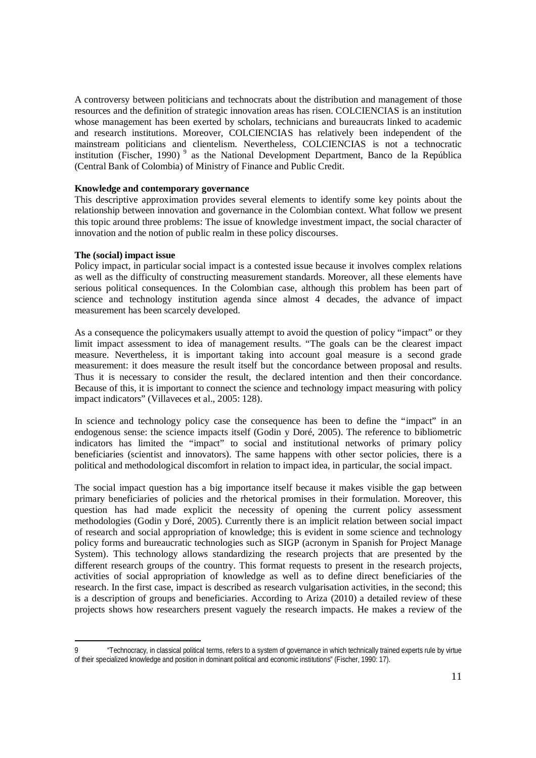A controversy between politicians and technocrats about the distribution and management of those resources and the definition of strategic innovation areas has risen. COLCIENCIAS is an institution whose management has been exerted by scholars, technicians and bureaucrats linked to academic and research institutions. Moreover, COLCIENCIAS has relatively been independent of the mainstream politicians and clientelism. Nevertheless, COLCIENCIAS is not a technocratic institution (Fischer, 1990) [9] as the National Development Department, Banco de la República (Central Bank of Colombia) of Ministry of Finance and Public Credit.

**Knowledge and contemporary governance**

This descriptive approximation provides several elements to identify some key points about the relationship between innovation and governance in the Colombian context. What follow we present this topic around three problems: The issue of knowledge investment impact, the social character of innovation and the notion of public realm in these policy discourses.

**The (social) impact issue**

Policy impact, in particular social impact is a contested issue because it involves complex relations as well as the difficulty of constructing measurement standards. Moreover, all these elements have serious political consequences. In the Colombian case, although this problem has been part of science and technology institution agenda since almost 4 decades, the advance of impact measurement has been scarcely developed.

As a consequence the policymakers usually attempt to avoid the question of policy "impact" or they limit impact assessment to idea of management results. "The goals can be the clearest impact measure. Nevertheless, it is important taking into account goal measure is a second grade measurement: it does measure the result itself but the concordance between proposal and results. Thus it is necessary to consider the result, the declared intention and then their concordance. Because of this, it is important to connect the science and technology impact measuring with policy impact indicators" (Villaveces et al., 2005: 128).

In science and technology policy case the consequence has been to define the "impact" in an endogenous sense: the science impacts itself (Godin y Doré, 2005). The reference to bibliometric indicators has limited the "impact" to social and institutional networks of primary policy beneficiaries (scientist and innovators). The same happens with other sector policies, there is a political and methodological discomfort in relation to impact idea, in particular, the social impact.

The social impact question has a big importance itself because it makes visible the gap between primary beneficiaries of policies and the rhetorical promises in their formulation. Moreover, this question has had made explicit the necessity of opening the current policy assessment methodologies (Godin y Doré, 2005). Currently there is an implicit relation between social impact of research and social appropriation of knowledge; this is evident in some science and technology policy forms and bureaucratic technologies such as SIGP (acronym in Spanish for Project Manage System). This technology allows standardizing the research projects that are presented by the different research groups of the country. This format requests to present in the research projects, activities of social appropriation of knowledge as well as to define direct beneficiaries of the research. In the first case, impact is described as research vulgarisation activities, in the second; this is a description of groups and beneficiaries. According to Ariza (2010) a detailed review of these projects shows how researchers present vaguely the research impacts. He makes a review of the

---

[9] "Technocracy, in classical political terms, refers to a system of governance in which technically trained experts rule by virtue of their specialized knowledge and position in dominant political and economic institutions" (Fischer, 1990: 17).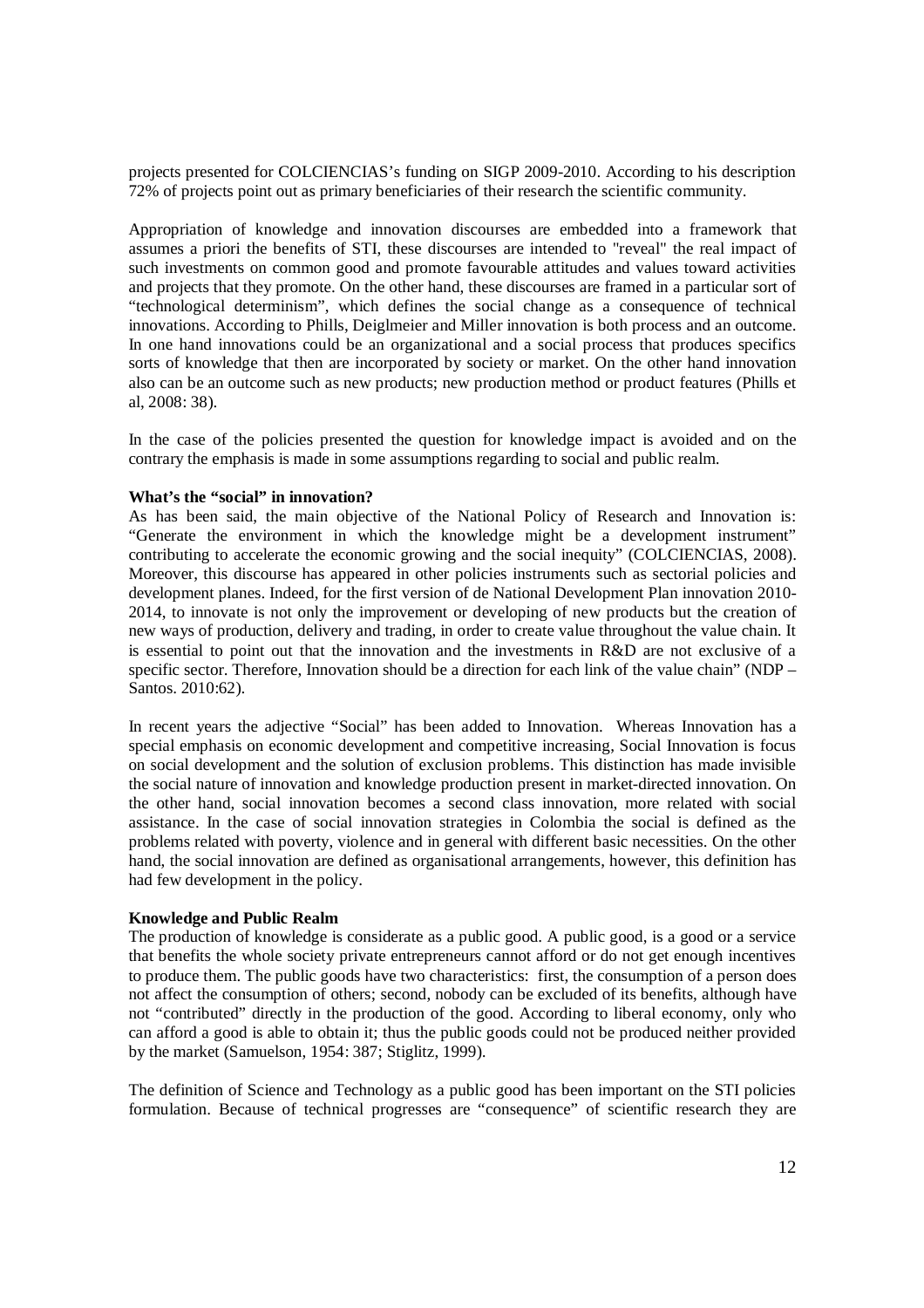projects presented for COLCIENCIAS's funding on SIGP 2009-2010. According to his description 72% of projects point out as primary beneficiaries of their research the scientific community.

Appropriation of knowledge and innovation discourses are embedded into a framework that assumes a priori the benefits of STI, these discourses are intended to "reveal" the real impact of such investments on common good and promote favourable attitudes and values toward activities and projects that they promote. On the other hand, these discourses are framed in a particular sort of "technological determinism", which defines the social change as a consequence of technical innovations. According to Phills, Deiglmeier and Miller innovation is both process and an outcome. In one hand innovations could be an organizational and a social process that produces specifics sorts of knowledge that then are incorporated by society or market. On the other hand innovation also can be an outcome such as new products; new production method or product features (Phills et al, 2008: 38).

In the case of the policies presented the question for knowledge impact is avoided and on the contrary the emphasis is made in some assumptions regarding to social and public realm.

**What's the "social" in innovation?**

As has been said, the main objective of the National Policy of Research and Innovation is: "Generate the environment in which the knowledge might be a development instrument" contributing to accelerate the economic growing and the social inequity" (COLCIENCIAS, 2008). Moreover, this discourse has appeared in other policies instruments such as sectorial policies and development planes. Indeed, for the first version of de National Development Plan innovation 2010-2014, to innovate is not only the improvement or developing of new products but the creation of new ways of production, delivery and trading, in order to create value throughout the value chain. It is essential to point out that the innovation and the investments in R&D are not exclusive of a specific sector. Therefore, Innovation should be a direction for each link of the value chain" (NDP – Santos. 2010:62).

In recent years the adjective "Social" has been added to Innovation. Whereas Innovation has a special emphasis on economic development and competitive increasing, Social Innovation is focus on social development and the solution of exclusion problems. This distinction has made invisible the social nature of innovation and knowledge production present in market-directed innovation. On the other hand, social innovation becomes a second class innovation, more related with social assistance. In the case of social innovation strategies in Colombia the social is defined as the problems related with poverty, violence and in general with different basic necessities. On the other hand, the social innovation are defined as organisational arrangements, however, this definition has had few development in the policy.

**Knowledge and Public Realm**

The production of knowledge is considerate as a public good. A public good, is a good or a service that benefits the whole society private entrepreneurs cannot afford or do not get enough incentives to produce them. The public goods have two characteristics: first, the consumption of a person does not affect the consumption of others; second, nobody can be excluded of its benefits, although have not "contributed" directly in the production of the good. According to liberal economy, only who can afford a good is able to obtain it; thus the public goods could not be produced neither provided by the market (Samuelson, 1954: 387; Stiglitz, 1999).

The definition of Science and Technology as a public good has been important on the STI policies formulation. Because of technical progresses are "consequence" of scientific research they are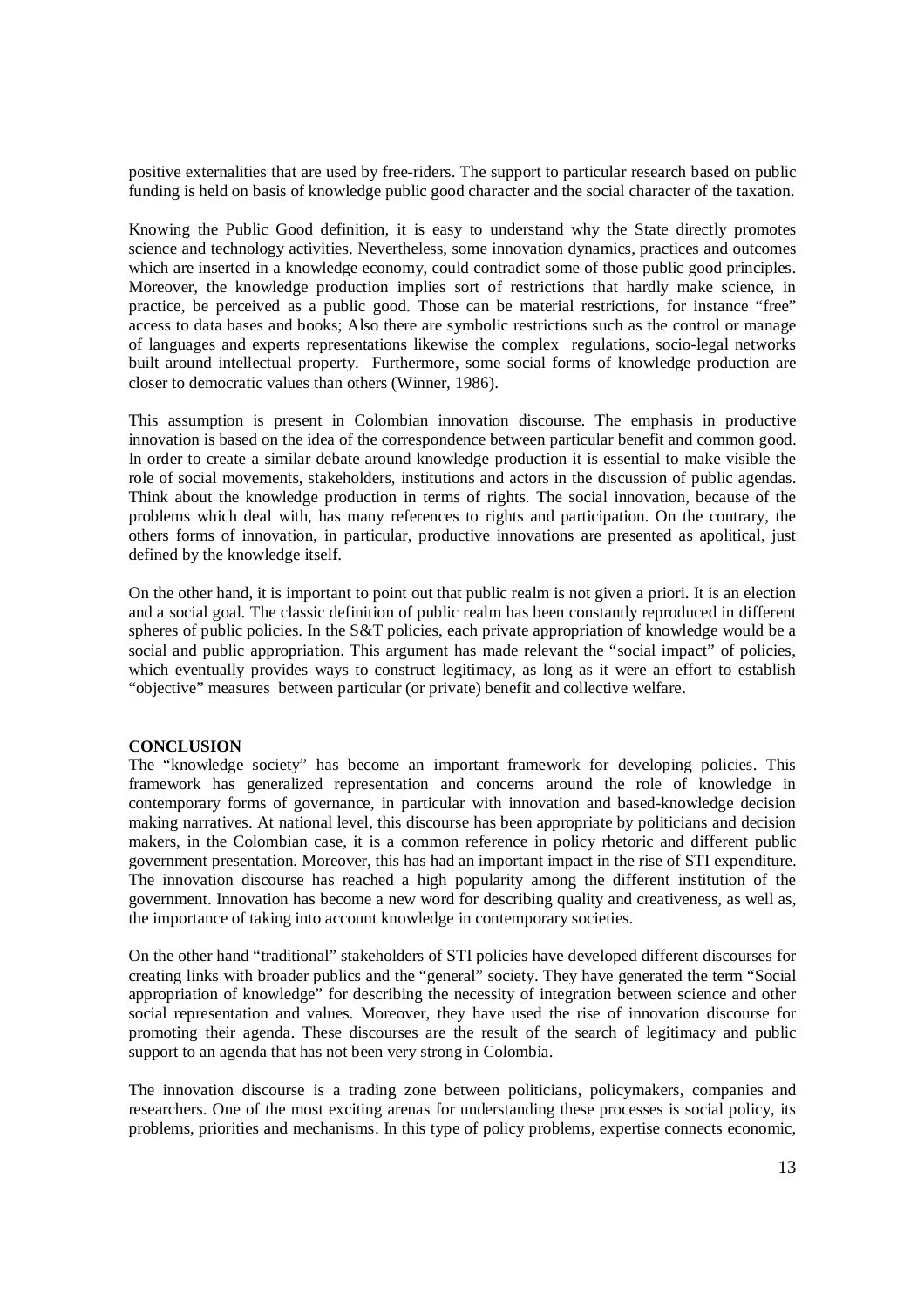positive externalities that are used by free-riders. The support to particular research based on public funding is held on basis of knowledge public good character and the social character of the taxation.

Knowing the Public Good definition, it is easy to understand why the State directly promotes science and technology activities. Nevertheless, some innovation dynamics, practices and outcomes which are inserted in a knowledge economy, could contradict some of those public good principles. Moreover, the knowledge production implies sort of restrictions that hardly make science, in practice, be perceived as a public good. Those can be material restrictions, for instance "free" access to data bases and books; Also there are symbolic restrictions such as the control or manage of languages and experts representations likewise the complex regulations, socio-legal networks built around intellectual property. Furthermore, some social forms of knowledge production are closer to democratic values than others (Winner, 1986).

This assumption is present in Colombian innovation discourse. The emphasis in productive innovation is based on the idea of the correspondence between particular benefit and common good. In order to create a similar debate around knowledge production it is essential to make visible the role of social movements, stakeholders, institutions and actors in the discussion of public agendas. Think about the knowledge production in terms of rights. The social innovation, because of the problems which deal with, has many references to rights and participation. On the contrary, the others forms of innovation, in particular, productive innovations are presented as apolitical, just defined by the knowledge itself.

On the other hand, it is important to point out that public realm is not given a priori. It is an election and a social goal. The classic definition of public realm has been constantly reproduced in different spheres of public policies. In the S&T policies, each private appropriation of knowledge would be a social and public appropriation. This argument has made relevant the "social impact" of policies, which eventually provides ways to construct legitimacy, as long as it were an effort to establish "objective" measures between particular (or private) benefit and collective welfare.

## CONCLUSION

The "knowledge society" has become an important framework for developing policies. This framework has generalized representation and concerns around the role of knowledge in contemporary forms of governance, in particular with innovation and based-knowledge decision making narratives. At national level, this discourse has been appropriate by politicians and decision makers, in the Colombian case, it is a common reference in policy rhetoric and different public government presentation. Moreover, this has had an important impact in the rise of STI expenditure. The innovation discourse has reached a high popularity among the different institution of the government. Innovation has become a new word for describing quality and creativeness, as well as, the importance of taking into account knowledge in contemporary societies.

On the other hand "traditional" stakeholders of STI policies have developed different discourses for creating links with broader publics and the "general" society. They have generated the term "Social appropriation of knowledge" for describing the necessity of integration between science and other social representation and values. Moreover, they have used the rise of innovation discourse for promoting their agenda. These discourses are the result of the search of legitimacy and public support to an agenda that has not been very strong in Colombia.

The innovation discourse is a trading zone between politicians, policymakers, companies and researchers. One of the most exciting arenas for understanding these processes is social policy, its problems, priorities and mechanisms. In this type of policy problems, expertise connects economic,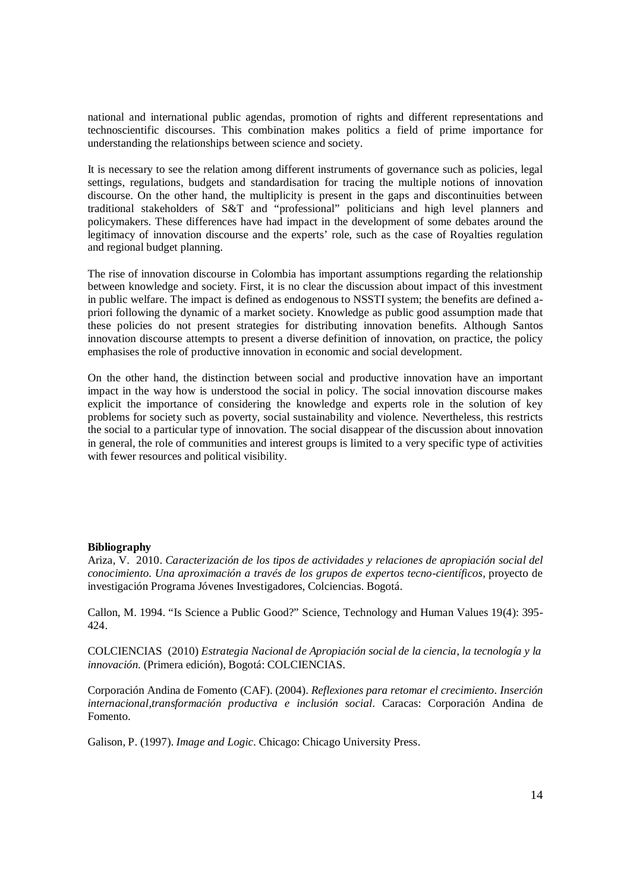national and international public agendas, promotion of rights and different representations and technoscientific discourses. This combination makes politics a field of prime importance for understanding the relationships between science and society.

It is necessary to see the relation among different instruments of governance such as policies, legal settings, regulations, budgets and standardisation for tracing the multiple notions of innovation discourse. On the other hand, the multiplicity is present in the gaps and discontinuities between traditional stakeholders of S&T and "professional" politicians and high level planners and policymakers. These differences have had impact in the development of some debates around the legitimacy of innovation discourse and the experts' role, such as the case of Royalties regulation and regional budget planning.

The rise of innovation discourse in Colombia has important assumptions regarding the relationship between knowledge and society. First, it is no clear the discussion about impact of this investment in public welfare. The impact is defined as endogenous to NSSTI system; the benefits are defined a-priori following the dynamic of a market society. Knowledge as public good assumption made that these policies do not present strategies for distributing innovation benefits. Although Santos innovation discourse attempts to present a diverse definition of innovation, on practice, the policy emphasises the role of productive innovation in economic and social development.

On the other hand, the distinction between social and productive innovation have an important impact in the way how is understood the social in policy. The social innovation discourse makes explicit the importance of considering the knowledge and experts role in the solution of key problems for society such as poverty, social sustainability and violence. Nevertheless, this restricts the social to a particular type of innovation. The social disappear of the discussion about innovation in general, the role of communities and interest groups is limited to a very specific type of activities with fewer resources and political visibility.

**Bibliography**

Ariza, V. 2010. *Caracterización de los tipos de actividades y relaciones de apropiación social del conocimiento. Una aproximación a través de los grupos de expertos tecno-científicos,* proyecto de investigación Programa Jóvenes Investigadores, Colciencias. Bogotá.

Callon, M. 1994. "Is Science a Public Good?" Science, Technology and Human Values 19(4): 395-424.

COLCIENCIAS (2010) *Estrategia Nacional de Apropiación social de la ciencia, la tecnología y la innovación.* (Primera edición), Bogotá: COLCIENCIAS.

Corporación Andina de Fomento (CAF). (2004). *Reflexiones para retomar el crecimiento. Inserción internacional,transformación productiva e inclusión social.* Caracas: Corporación Andina de Fomento.

Galison, P. (1997). *Image and Logic*. Chicago: Chicago University Press.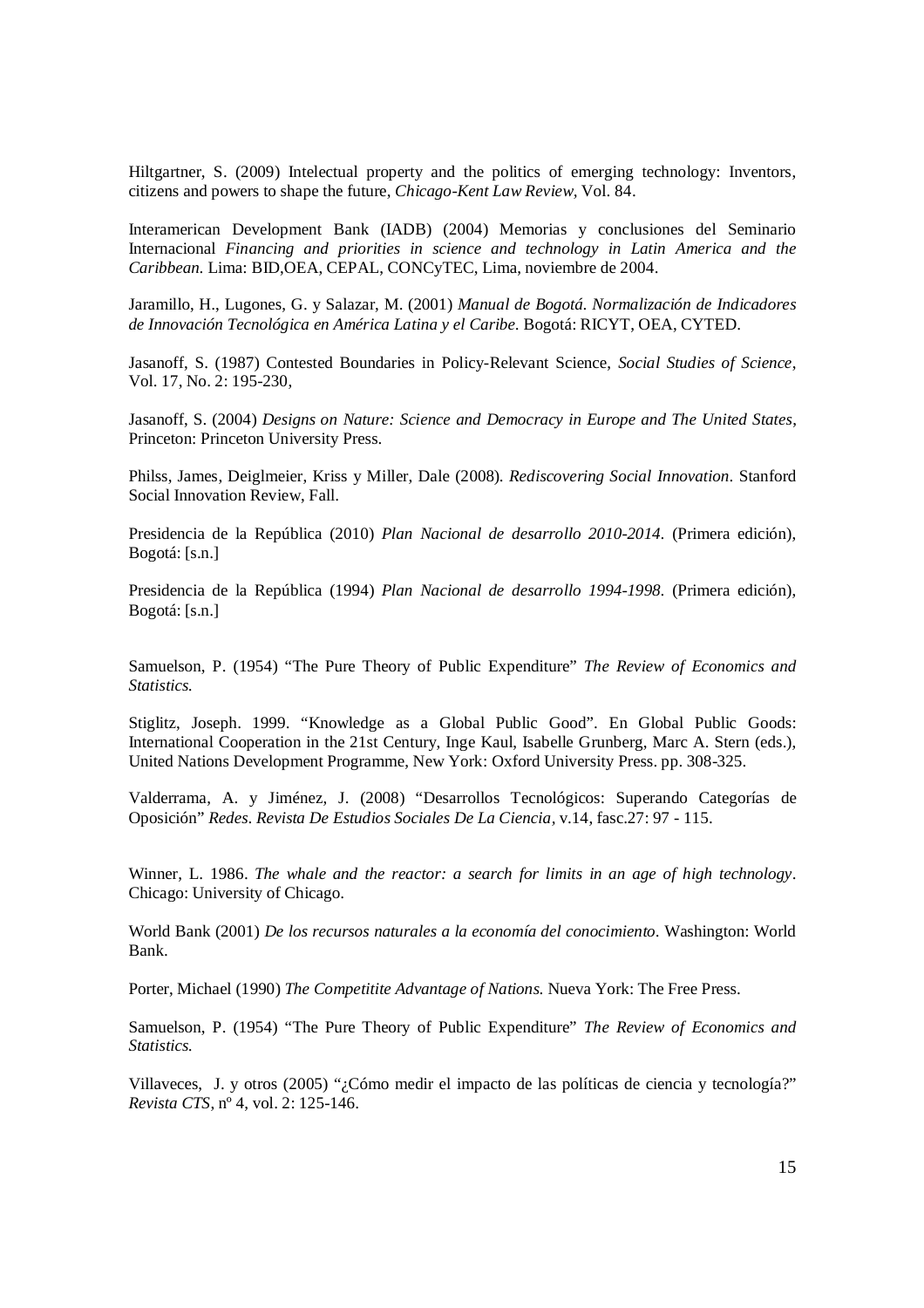Hiltgartner, S. (2009) Intelectual property and the politics of emerging technology: Inventors, citizens and powers to shape the future, *Chicago-Kent Law Review*, Vol. 84.

Interamerican Development Bank (IADB) (2004) Memorias y conclusiones del Seminario Internacional *Financing and priorities in science and technology in Latin America and the Caribbean.* Lima: BID,OEA, CEPAL, CONCyTEC, Lima, noviembre de 2004.

Jaramillo, H., Lugones, G. y Salazar, M. (2001) *Manual de Bogotá. Normalización de Indicadores de Innovación Tecnológica en América Latina y el Caribe.* Bogotá: RICYT, OEA, CYTED.

Jasanoff, S. (1987) Contested Boundaries in Policy-Relevant Science, *Social Studies of Science*, Vol. 17, No. 2: 195-230,

Jasanoff, S. (2004) *Designs on Nature: Science and Democracy in Europe and The United States*, Princeton: Princeton University Press.

Philss, James, Deiglmeier, Kriss y Miller, Dale (2008). *Rediscovering Social Innovation*. Stanford Social Innovation Review, Fall.

Presidencia de la República (2010) *Plan Nacional de desarrollo 2010-2014*. (Primera edición), Bogotá: [s.n.]

Presidencia de la República (1994) *Plan Nacional de desarrollo 1994-1998*. (Primera edición), Bogotá: [s.n.]

Samuelson, P. (1954) "The Pure Theory of Public Expenditure" *The Review of Economics and Statistics.*

Stiglitz, Joseph. 1999. "Knowledge as a Global Public Good". En Global Public Goods: International Cooperation in the 21st Century, Inge Kaul, Isabelle Grunberg, Marc A. Stern (eds.), United Nations Development Programme, New York: Oxford University Press. pp. 308-325.

Valderrama, A. y Jiménez, J. (2008) "Desarrollos Tecnológicos: Superando Categorías de Oposición" *Redes. Revista De Estudios Sociales De La Ciencia,* v.14, fasc.27: 97 - 115.

Winner, L. 1986. *The whale and the reactor: a search for limits in an age of high technology*. Chicago: University of Chicago.

World Bank (2001) *De los recursos naturales a la economía del conocimiento*. Washington: World Bank.

Porter, Michael (1990) *The Competitite Advantage of Nations.* Nueva York: The Free Press.

Samuelson, P. (1954) "The Pure Theory of Public Expenditure" *The Review of Economics and Statistics.*

Villaveces, J. y otros (2005) "¿Cómo medir el impacto de las políticas de ciencia y tecnología?" *Revista CTS*, nº 4, vol. 2: 125-146.